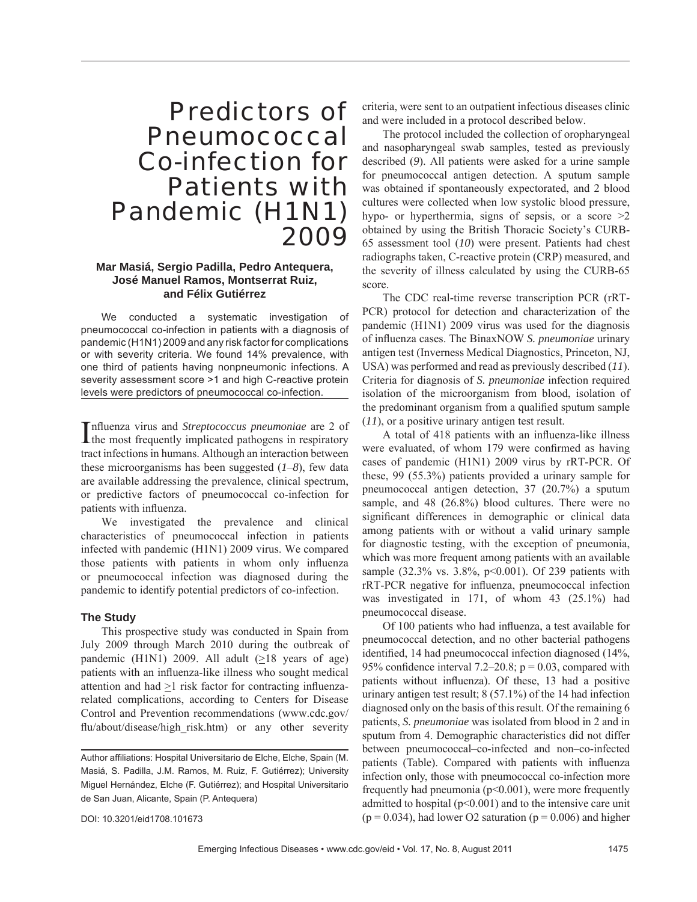# Predictors of Pneumococcal Co-infection for Patients with Pandemic (H1N1) 2009

**Mar Masiá, Sergio Padilla, Pedro Antequera, José Manuel Ramos, Montserrat Ruiz, and Félix Gutiérrez**

We conducted a systematic investigation of pneumococcal co-infection in patients with a diagnosis of pandemic (H1N1) 2009 and any risk factor for complications or with severity criteria. We found 14% prevalence, with one third of patients having nonpneumonic infections. A severity assessment score >1 and high C-reactive protein levels were predictors of pneumococcal co-infection.

Influenza virus and *Streptococcus pneumoniae* are 2 of the most frequently implicated pathogens in respiratory tract infections in humans. Although an interaction between these microorganisms has been suggested (*1–8*), few data are available addressing the prevalence, clinical spectrum, or predictive factors of pneumococcal co-infection for patients with influenza.

We investigated the prevalence and clinical characteristics of pneumococcal infection in patients infected with pandemic (H1N1) 2009 virus. We compared those patients with patients in whom only influenza or pneumococcal infection was diagnosed during the pandemic to identify potential predictors of co-infection.

## The Study

This prospective study was conducted in Spain from July 2009 through March 2010 during the outbreak of pandemic (H1N1) 2009. All adult (≥18 years of age) patients with an influenza-like illness who sought medical attention and had ≥1 risk factor for contracting influenza-related complications, according to Centers for Disease Control and Prevention recommendations (www.cdc.gov/flu/about/disease/high_risk.htm) or any other severity criteria, were sent to an outpatient infectious diseases clinic and were included in a protocol described below.

The protocol included the collection of oropharyngeal and nasopharyngeal swab samples, tested as previously described (*9*). All patients were asked for a urine sample for pneumococcal antigen detection. A sputum sample was obtained if spontaneously expectorated, and 2 blood cultures were collected when low systolic blood pressure, hypo- or hyperthermia, signs of sepsis, or a score >2 obtained by using the British Thoracic Society's CURB-65 assessment tool (*10*) were present. Patients had chest radiographs taken, C-reactive protein (CRP) measured, and the severity of illness calculated by using the CURB-65 score.

The CDC real-time reverse transcription PCR (rRT-PCR) protocol for detection and characterization of the pandemic (H1N1) 2009 virus was used for the diagnosis of influenza cases. The BinaxNOW *S. pneumoniae* urinary antigen test (Inverness Medical Diagnostics, Princeton, NJ, USA) was performed and read as previously described (*11*). Criteria for diagnosis of *S. pneumoniae* infection required isolation of the microorganism from blood, isolation of the predominant organism from a qualified sputum sample (*11*), or a positive urinary antigen test result.

A total of 418 patients with an influenza-like illness were evaluated, of whom 179 were confirmed as having cases of pandemic (H1N1) 2009 virus by rRT-PCR. Of these, 99 (55.3%) patients provided a urinary sample for pneumococcal antigen detection, 37 (20.7%) a sputum sample, and 48 (26.8%) blood cultures. There were no significant differences in demographic or clinical data among patients with or without a valid urinary sample for diagnostic testing, with the exception of pneumonia, which was more frequent among patients with an available sample (32.3% vs. 3.8%, $p<0.001$). Of 239 patients with rRT-PCR negative for influenza, pneumococcal infection was investigated in 171, of whom 43 (25.1%) had pneumococcal disease.

Of 100 patients who had influenza, a test available for pneumococcal detection, and no other bacterial pathogens identified, 14 had pneumococcal infection diagnosed (14%, 95% confidence interval 7.2–20.8; $p = 0.03$, compared with patients without influenza). Of these, 13 had a positive urinary antigen test result; 8 (57.1%) of the 14 had infection diagnosed only on the basis of this result. Of the remaining 6 patients, *S. pneumoniae* was isolated from blood in 2 and in sputum from 4. Demographic characteristics did not differ between pneumococcal–co-infected and non–co-infected patients (Table). Compared with patients with influenza infection only, those with pneumococcal co-infection more frequently had pneumonia ($p<0.001$), were more frequently admitted to hospital ($p<0.001$) and to the intensive care unit ($p = 0.034$), had lower $O_2$ saturation ($p = 0.006$) and higher

Author affiliations: Hospital Universitario de Elche, Elche, Spain (M. Masiá, S. Padilla, J.M. Ramos, M. Ruiz, F. Gutiérrez); University Miguel Hernández, Elche (F. Gutiérrez); and Hospital Universitario de San Juan, Alicante, Spain (P. Antequera)

DOI: 10.3201/eid1708.101673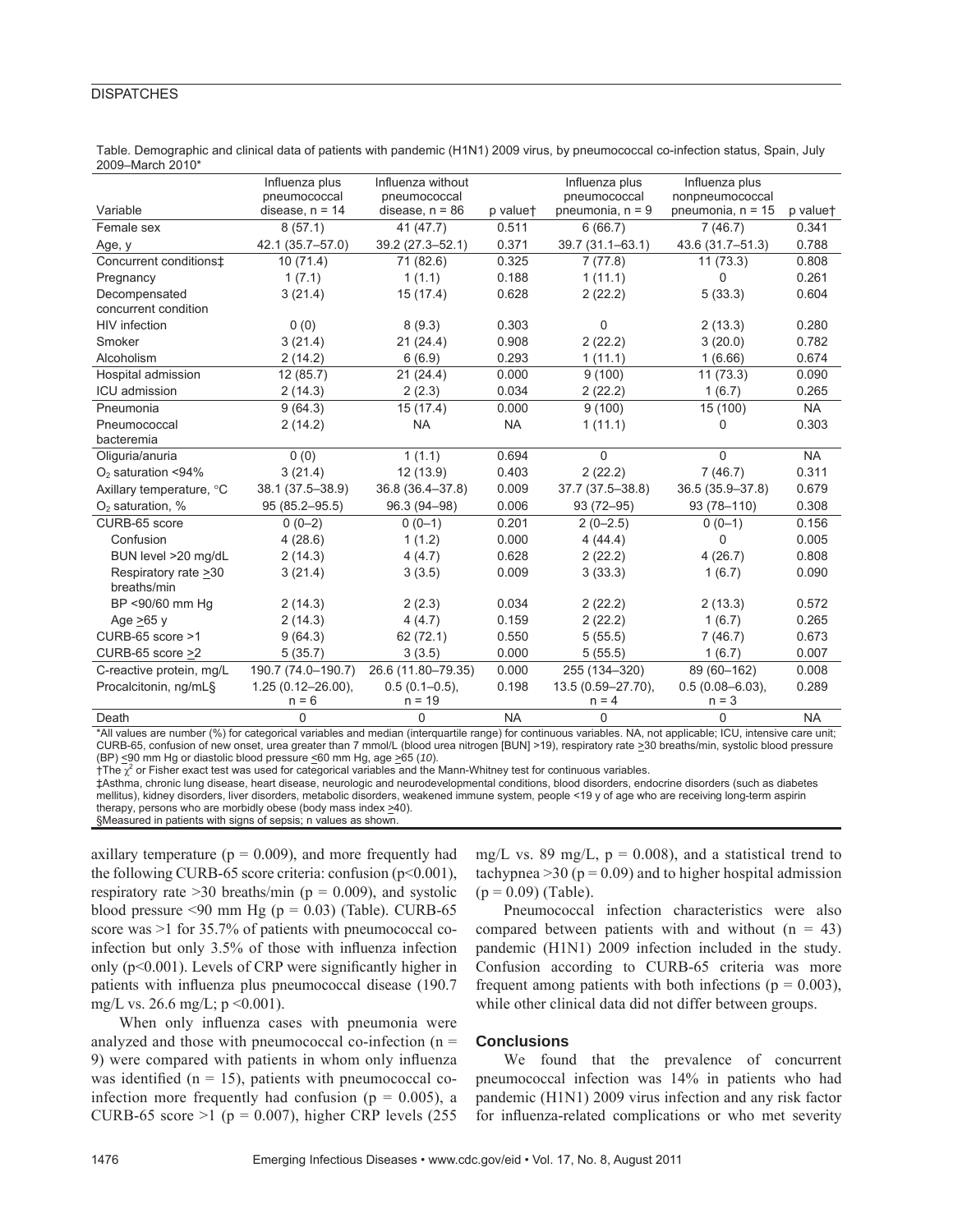Table. Demographic and clinical data of patients with pandemic (H1N1) 2009 virus, by pneumococcal co-infection status, Spain, July 2009–March 2010*

| Variable | Influenza plus pneumococcal disease, n = 14 | Influenza without pneumococcal disease, n = 86 | p value† | Influenza plus pneumococcal pneumonia, n = 9 | Influenza plus nonpneumococcal pneumonia, n = 15 | p value† |
|---|---|---|---|---|---|---|
| Female sex | 8 (57.1) | 41 (47.7) | 0.511 | 6 (66.7) | 7 (46.7) | 0.341 |
| Age, y | 42.1 (35.7–57.0) | 39.2 (27.3–52.1) | 0.371 | 39.7 (31.1–63.1) | 43.6 (31.7–51.3) | 0.788 |
| Concurrent conditions‡ | 10 (71.4) | 71 (82.6) | 0.325 | 7 (77.8) | 11 (73.3) | 0.808 |
| Pregnancy | 1 (7.1) | 1 (1.1) | 0.188 | 1 (11.1) | 0 | 0.261 |
| Decompensated concurrent condition | 3 (21.4) | 15 (17.4) | 0.628 | 2 (22.2) | 5 (33.3) | 0.604 |
| HIV infection | 0 (0) | 8 (9.3) | 0.303 | 0 | 2 (13.3) | 0.280 |
| Smoker | 3 (21.4) | 21 (24.4) | 0.908 | 2 (22.2) | 3 (20.0) | 0.782 |
| Alcoholism | 2 (14.2) | 6 (6.9) | 0.293 | 1 (11.1) | 1 (6.66) | 0.674 |
| Hospital admission | 12 (85.7) | 21 (24.4) | 0.000 | 9 (100) | 11 (73.3) | 0.090 |
| ICU admission | 2 (14.3) | 2 (2.3) | 0.034 | 2 (22.2) | 1 (6.7) | 0.265 |
| Pneumonia | 9 (64.3) | 15 (17.4) | 0.000 | 9 (100) | 15 (100) | NA |
| Pneumococcal bacteremia | 2 (14.2) | NA | NA | 1 (11.1) | 0 | 0.303 |
| Oliguria/anuria | 0 (0) | 1 (1.1) | 0.694 | 0 | 0 | NA |
| $O_2$ saturation <94% | 3 (21.4) | 12 (13.9) | 0.403 | 2 (22.2) | 7 (46.7) | 0.311 |
| Axillary temperature, °C | 38.1 (37.5–38.9) | 36.8 (36.4–37.8) | 0.009 | 37.7 (37.5–38.8) | 36.5 (35.9–37.8) | 0.679 |
| $O_2$ saturation, % | 95 (85.2–95.5) | 96.3 (94–98) | 0.006 | 93 (72–95) | 93 (78–110) | 0.308 |
| CURB-65 score | 0 (0–2) | 0 (0–1) | 0.201 | 2 (0–2.5) | 0 (0–1) | 0.156 |
| Confusion | 4 (28.6) | 1 (1.2) | 0.000 | 4 (44.4) | 0 | 0.005 |
| BUN level >20 mg/dL | 2 (14.3) | 4 (4.7) | 0.628 | 2 (22.2) | 4 (26.7) | 0.808 |
| Respiratory rate ≥30 breaths/min | 3 (21.4) | 3 (3.5) | 0.009 | 3 (33.3) | 1 (6.7) | 0.090 |
| BP <90/60 mm Hg | 2 (14.3) | 2 (2.3) | 0.034 | 2 (22.2) | 2 (13.3) | 0.572 |
| Age ≥65 y | 2 (14.3) | 4 (4.7) | 0.159 | 2 (22.2) | 1 (6.7) | 0.265 |
| CURB-65 score >1 | 9 (64.3) | 62 (72.1) | 0.550 | 5 (55.5) | 7 (46.7) | 0.673 |
| CURB-65 score ≥2 | 5 (35.7) | 3 (3.5) | 0.000 | 5 (55.5) | 1 (6.7) | 0.007 |
| C-reactive protein, mg/L | 190.7 (74.0–190.7) | 26.6 (11.80–79.35) | 0.000 | 255 (134–320) | 89 (60–162) | 0.008 |
| Procalcitonin, ng/mL§ | 1.25 (0.12–26.00), n = 6 | 0.5 (0.1–0.5), n = 19 | 0.198 | 13.5 (0.59–27.70), n = 4 | 0.5 (0.08–6.03), n = 3 | 0.289 |
| Death | 0 | 0 | NA | 0 | 0 | NA |

*All values are number (%) for categorical variables and median (interquartile range) for continuous variables. NA, not applicable; ICU, intensive care unit; CURB-65, confusion of new onset, urea greater than 7 mmol/L (blood urea nitrogen [BUN] >19), respiratory rate ≥30 breaths/min, systolic blood pressure (BP) ≤90 mm Hg or diastolic blood pressure ≤60 mm Hg, age ≥65 (*10*).
†The $\chi^2$ or Fisher exact test was used for categorical variables and the Mann-Whitney test for continuous variables.
‡Asthma, chronic lung disease, heart disease, neurologic and neurodevelopmental conditions, blood disorders, endocrine disorders (such as diabetes mellitus), kidney disorders, liver disorders, metabolic disorders, weakened immune system, people <19 y of age who are receiving long-term aspirin therapy, persons who are morbidly obese (body mass index ≥40).
§Measured in patients with signs of sepsis; n values as shown.

axillary temperature (p = 0.009), and more frequently had the following CURB-65 score criteria: confusion (p<0.001), respiratory rate >30 breaths/min (p = 0.009), and systolic blood pressure <90 mm Hg (p = 0.03) (Table). CURB-65 score was >1 for 35.7% of patients with pneumococcal co-infection but only 3.5% of those with influenza infection only (p<0.001). Levels of CRP were significantly higher in patients with influenza plus pneumococcal disease (190.7 mg/L vs. 26.6 mg/L; p <0.001).

When only influenza cases with pneumonia were analyzed and those with pneumococcal co-infection (n = 9) were compared with patients in whom only influenza was identified (n = 15), patients with pneumococcal co-infection more frequently had confusion (p = 0.005), a CURB-65 score >1 (p = 0.007), higher CRP levels (255 mg/L vs. 89 mg/L, p = 0.008), and a statistical trend to tachypnea >30 (p = 0.09) and to higher hospital admission (p = 0.09) (Table).

Pneumococcal infection characteristics were also compared between patients with and without (n = 43) pandemic (H1N1) 2009 infection included in the study. Confusion according to CURB-65 criteria was more frequent among patients with both infections (p = 0.003), while other clinical data did not differ between groups.

## Conclusions

We found that the prevalence of concurrent pneumococcal infection was 14% in patients who had pandemic (H1N1) 2009 virus infection and any risk factor for influenza-related complications or who met severity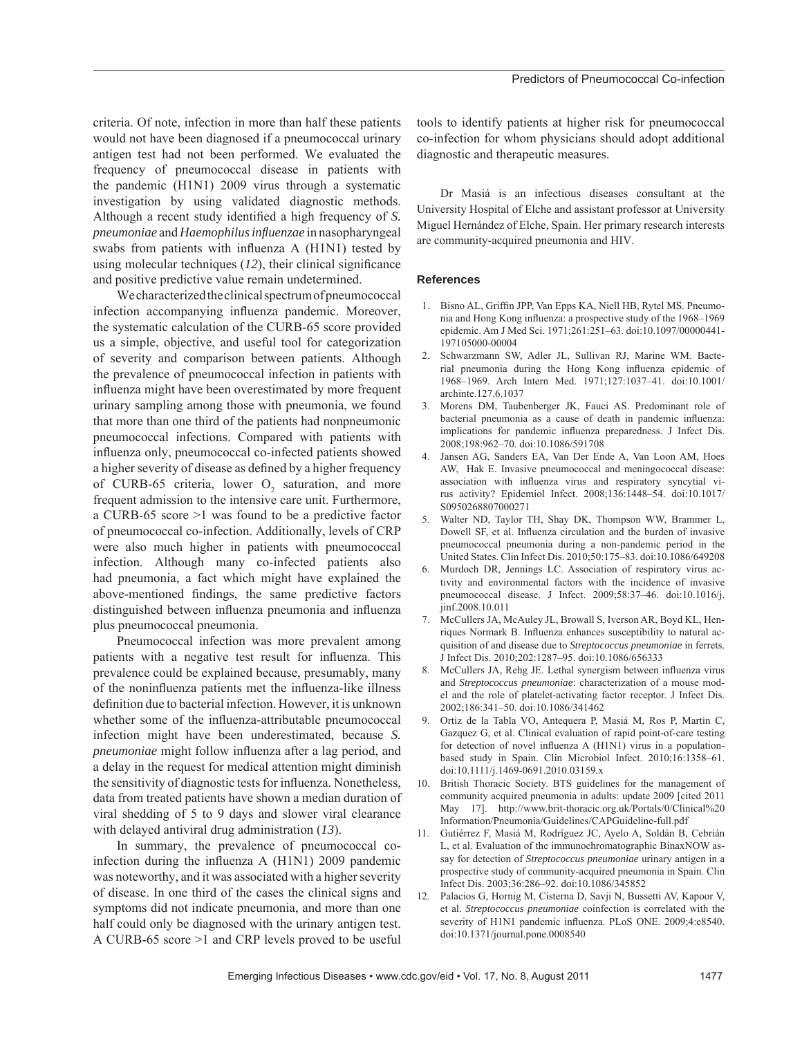criteria. Of note, infection in more than half these patients would not have been diagnosed if a pneumococcal urinary antigen test had not been performed. We evaluated the frequency of pneumococcal disease in patients with the pandemic (H1N1) 2009 virus through a systematic investigation by using validated diagnostic methods. Although a recent study identified a high frequency of *S. pneumoniae* and *Haemophilus influenzae* in nasopharyngeal swabs from patients with influenza A (H1N1) tested by using molecular techniques (*12*), their clinical significance and positive predictive value remain undetermined.

We characterized the clinical spectrum of pneumococcal infection accompanying influenza pandemic. Moreover, the systematic calculation of the CURB-65 score provided us a simple, objective, and useful tool for categorization of severity and comparison between patients. Although the prevalence of pneumococcal infection in patients with influenza might have been overestimated by more frequent urinary sampling among those with pneumonia, we found that more than one third of the patients had nonpneumonic pneumococcal infections. Compared with patients with influenza only, pneumococcal co-infected patients showed a higher severity of disease as defined by a higher frequency of CURB-65 criteria, lower $O_2$ saturation, and more frequent admission to the intensive care unit. Furthermore, a CURB-65 score >1 was found to be a predictive factor of pneumococcal co-infection. Additionally, levels of CRP were also much higher in patients with pneumococcal infection. Although many co-infected patients also had pneumonia, a fact which might have explained the above-mentioned findings, the same predictive factors distinguished between influenza pneumonia and influenza plus pneumococcal pneumonia.

Pneumococcal infection was more prevalent among patients with a negative test result for influenza. This prevalence could be explained because, presumably, many of the noninfluenza patients met the influenza-like illness definition due to bacterial infection. However, it is unknown whether some of the influenza-attributable pneumococcal infection might have been underestimated, because *S. pneumoniae* might follow influenza after a lag period, and a delay in the request for medical attention might diminish the sensitivity of diagnostic tests for influenza. Nonetheless, data from treated patients have shown a median duration of viral shedding of 5 to 9 days and slower viral clearance with delayed antiviral drug administration (*13*).

In summary, the prevalence of pneumococcal co-infection during the influenza A (H1N1) 2009 pandemic was noteworthy, and it was associated with a higher severity of disease. In one third of the cases the clinical signs and symptoms did not indicate pneumonia, and more than one half could only be diagnosed with the urinary antigen test. A CURB-65 score >1 and CRP levels proved to be useful tools to identify patients at higher risk for pneumococcal co-infection for whom physicians should adopt additional diagnostic and therapeutic measures.

Dr Masiá is an infectious diseases consultant at the University Hospital of Elche and assistant professor at University Miguel Hernández of Elche, Spain. Her primary research interests are community-acquired pneumonia and HIV.

## References

1. Bisno AL, Griffin JPP, Van Epps KA, Niell HB, Rytel MS. Pneumonia and Hong Kong influenza: a prospective study of the 1968–1969 epidemic. Am J Med Sci. 1971;261:251–63. doi:10.1097/00000441-197105000-00004
2. Schwarzmann SW, Adler JL, Sullivan RJ, Marine WM. Bacterial pneumonia during the Hong Kong influenza epidemic of 1968–1969. Arch Intern Med. 1971;127:1037–41. doi:10.1001/archinte.127.6.1037
3. Morens DM, Taubenberger JK, Fauci AS. Predominant role of bacterial pneumonia as a cause of death in pandemic influenza: implications for pandemic influenza preparedness. J Infect Dis. 2008;198:962–70. doi:10.1086/591708
4. Jansen AG, Sanders EA, Van Der Ende A, Van Loon AM, Hoes AW, Hak E. Invasive pneumococcal and meningococcal disease: association with influenza virus and respiratory syncytial virus activity? Epidemiol Infect. 2008;136:1448–54. doi:10.1017/S0950268807000271
5. Walter ND, Taylor TH, Shay DK, Thompson WW, Brammer L, Dowell SF, et al. Influenza circulation and the burden of invasive pneumococcal pneumonia during a non-pandemic period in the United States. Clin Infect Dis. 2010;50:175–83. doi:10.1086/649208
6. Murdoch DR, Jennings LC. Association of respiratory virus activity and environmental factors with the incidence of invasive pneumococcal disease. J Infect. 2009;58:37–46. doi:10.1016/j.jinf.2008.10.011
7. McCullers JA, McAuley JL, Browall S, Iverson AR, Boyd KL, Henriques Normark B. Influenza enhances susceptibility to natural acquisition of and disease due to *Streptococcus pneumoniae* in ferrets. J Infect Dis. 2010;202:1287–95. doi:10.1086/656333
8. McCullers JA, Rehg JE. Lethal synergism between influenza virus and *Streptococcus pneumoniae*: characterization of a mouse model and the role of platelet-activating factor receptor. J Infect Dis. 2002;186:341–50. doi:10.1086/341462
9. Ortiz de la Tabla VO, Antequera P, Masiá M, Ros P, Martin C, Gazquez G, et al. Clinical evaluation of rapid point-of-care testing for detection of novel influenza A (H1N1) virus in a population-based study in Spain. Clin Microbiol Infect. 2010;16:1358–61. doi:10.1111/j.1469-0691.2010.03159.x
10. British Thoracic Society. BTS guidelines for the management of community acquired pneumonia in adults: update 2009 [cited 2011 May 17]. http://www.brit-thoracic.org.uk/Portals/0/Clinical%20Information/Pneumonia/Guidelines/CAPGuideline-full.pdf
11. Gutiérrez F, Masiá M, Rodríguez JC, Ayelo A, Soldán B, Cebrián L, et al. Evaluation of the immunochromatographic BinaxNOW assay for detection of *Streptococcus pneumoniae* urinary antigen in a prospective study of community-acquired pneumonia in Spain. Clin Infect Dis. 2003;36:286–92. doi:10.1086/345852
12. Palacios G, Hornig M, Cisterna D, Savji N, Bussetti AV, Kapoor V, et al. *Streptococcus pneumoniae* coinfection is correlated with the severity of H1N1 pandemic influenza. PLoS ONE. 2009;4:e8540. doi:10.1371/journal.pone.0008540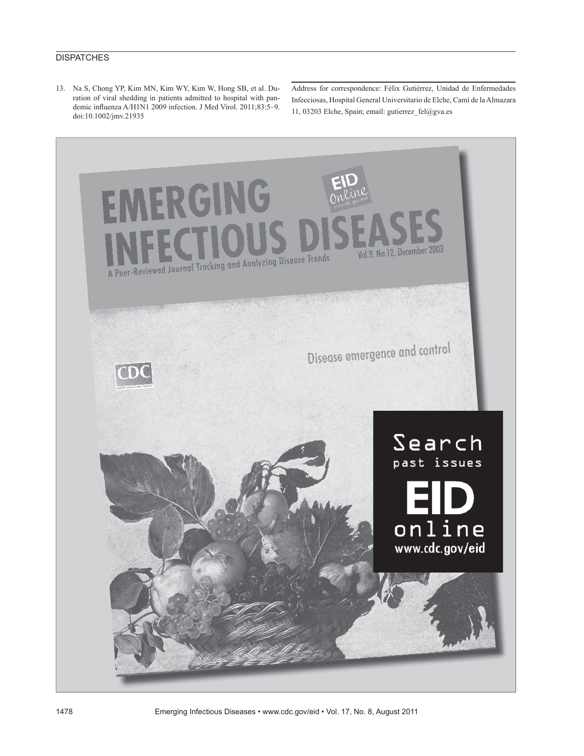13. Na S, Chong YP, Kim MN, Kim WY, Kim W, Hong SB, et al. Duration of viral shedding in patients admitted to hospital with pandemic influenza A/H1N1 2009 infection. J Med Virol. 2011;83:5–9. doi:10.1002/jmv.21935

Address for correspondence: Félix Gutiérrez, Unidad de Enfermedades Infecciosas, Hospital General Universitario de Elche, Camí de la Almazara 11, 03203 Elche, Spain; email: gutierrez_fel@gva.es